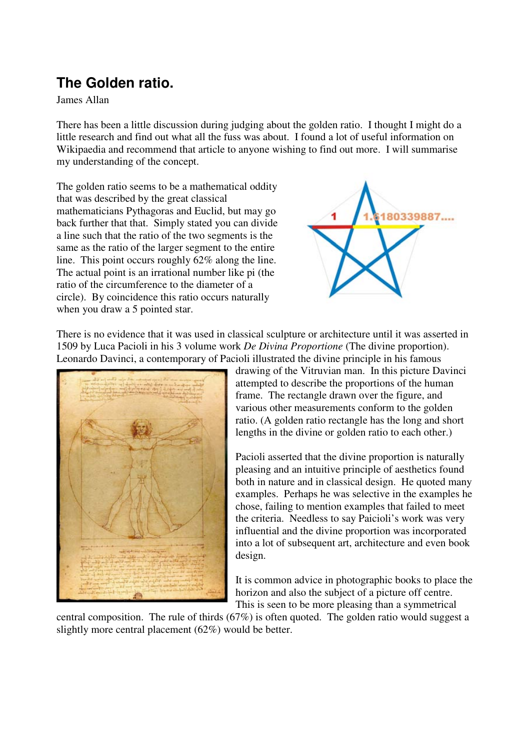## The Golden ratio.

James Allan

There has been a little discussion during judging about the golden ratio. I thought I might do a little research and find out what all the fuss was about. I found a lot of useful information on Wikipaedia and recommend that article to anyone wishing to find out more. I will summarise my understanding of the concept.

The golden ratio seems to be a mathematical oddity that was described by the great classical mathematicians Pythagoras and Euclid, but may go back further that that. Simply stated you can divide a line such that the ratio of the two segments is the same as the ratio of the larger segment to the entire line. This point occurs roughly 62% along the line. The actual point is an irrational number like pi (the ratio of the circumference to the diameter of a circle). By coincidence this ratio occurs naturally when you draw a 5 pointed star.

There is no evidence that it was used in classical sculpture or architecture until it was asserted in 1509 by Luca Pacioli in his 3 volume work *De Divina Proportione* (The divine proportion). Leonardo Davinci, a contemporary of Pacioli illustrated the divine principle in his famous drawing of the Vitruvian man. In this picture Davinci attempted to describe the proportions of the human frame. The rectangle drawn over the figure, and various other measurements conform to the golden ratio. (A golden ratio rectangle has the long and short lengths in the divine or golden ratio to each other.)

Pacioli asserted that the divine proportion is naturally pleasing and an intuitive principle of aesthetics found both in nature and in classical design. He quoted many examples. Perhaps he was selective in the examples he chose, failing to mention examples that failed to meet the criteria. Needless to say Paicioli's work was very influential and the divine proportion was incorporated into a lot of subsequent art, architecture and even book design.

It is common advice in photographic books to place the horizon and also the subject of a picture off centre. This is seen to be more pleasing than a symmetrical central composition. The rule of thirds (67%) is often quoted. The golden ratio would suggest a slightly more central placement (62%) would be better.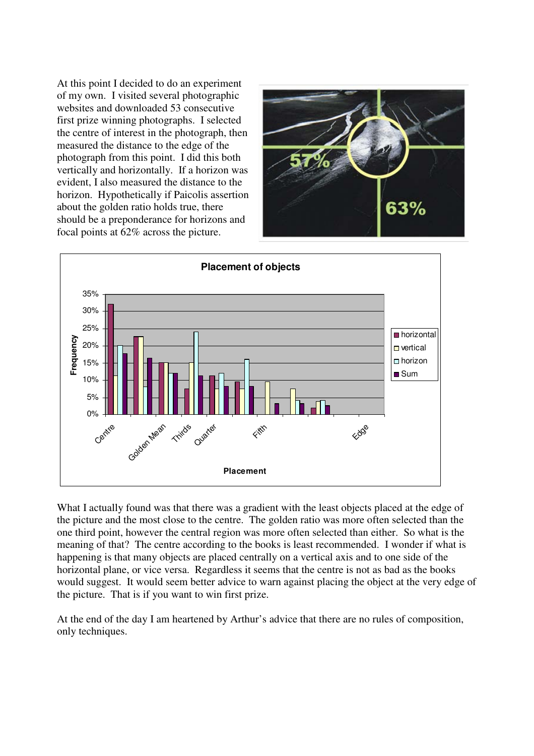At this point I decided to do an experiment of my own. I visited several photographic websites and downloaded 53 consecutive first prize winning photographs. I selected the centre of interest in the photograph, then measured the distance to the edge of the photograph from this point. I did this both vertically and horizontally. If a horizon was evident, I also measured the distance to the horizon. Hypothetically if Paicolis assertion about the golden ratio holds true, there should be a preponderance for horizons and focal points at 62% across the picture.

57%

63%

**Placement of objects**

35%
30%
25%
20%
15%
10%
5%
0%

Frequency

Centre
Golden Mean
Thirds
Quarter
Fifth
Edge

Placement

horizontal
vertical
horizon
Sum

What I actually found was that there was a gradient with the least objects placed at the edge of the picture and the most close to the centre. The golden ratio was more often selected than the one third point, however the central region was more often selected than either. So what is the meaning of that? The centre according to the books is least recommended. I wonder if what is happening is that many objects are placed centrally on a vertical axis and to one side of the horizontal plane, or vice versa. Regardless it seems that the centre is not as bad as the books would suggest. It would seem better advice to warn against placing the object at the very edge of the picture. That is if you want to win first prize.

At the end of the day I am heartened by Arthur's advice that there are no rules of composition, only techniques.